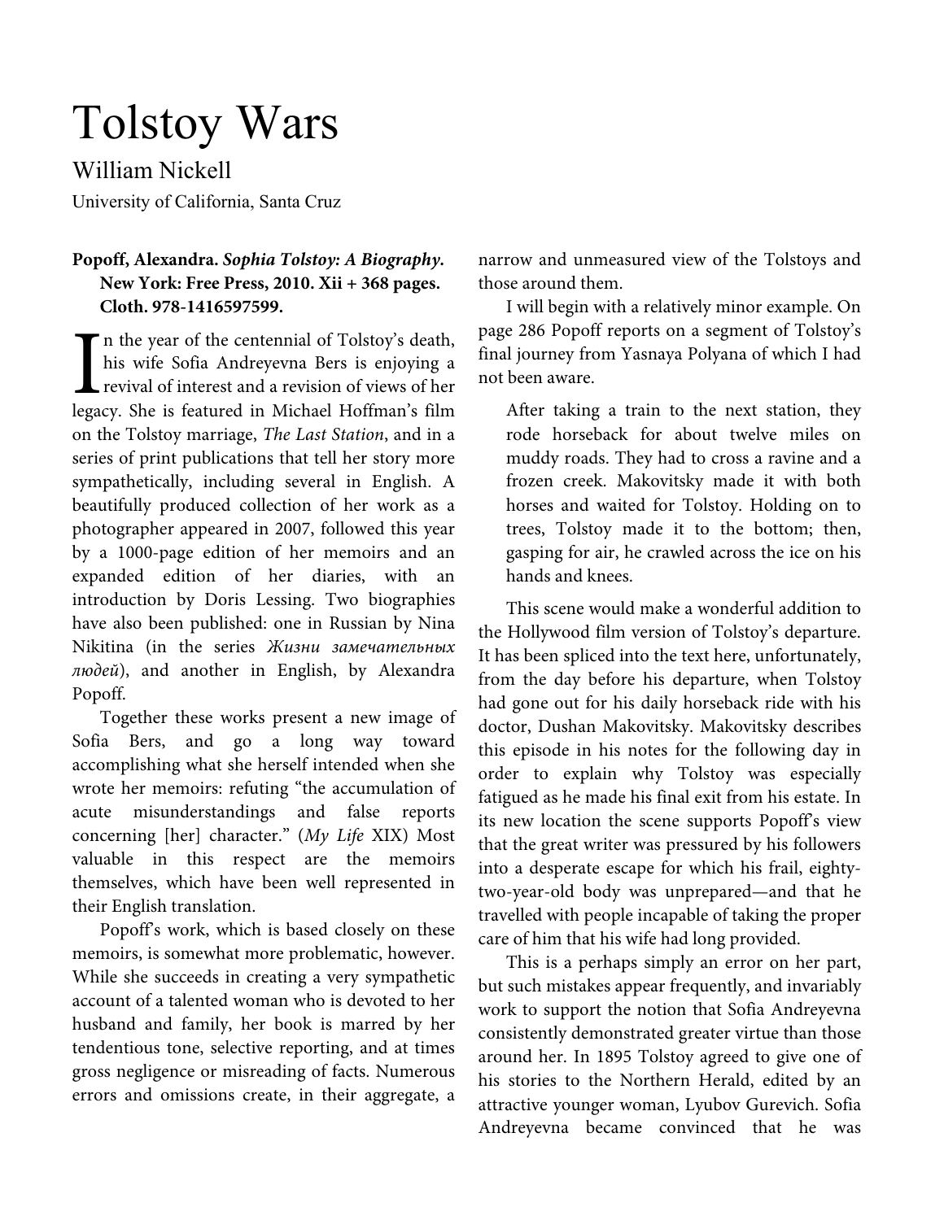# Tolstoy Wars

William Nickell

University of California, Santa Cruz

**Popoff, Alexandra. *Sophia Tolstoy: A Biography*. New York: Free Press, 2010. Xii + 368 pages. Cloth. 978-1416597599.**

In the year of the centennial of Tolstoy's death, his wife Sofia Andreyevna Bers is enjoying a revival of interest and a revision of views of her legacy. She is featured in Michael Hoffman's film on the Tolstoy marriage, *The Last Station*, and in a series of print publications that tell her story more sympathetically, including several in English. A beautifully produced collection of her work as a photographer appeared in 2007, followed this year by a 1000-page edition of her memoirs and an expanded edition of her diaries, with an introduction by Doris Lessing. Two biographies have also been published: one in Russian by Nina Nikitina (in the series *Жизни замечательных людей*), and another in English, by Alexandra Popoff.

Together these works present a new image of Sofia Bers, and go a long way toward accomplishing what she herself intended when she wrote her memoirs: refuting "the accumulation of acute misunderstandings and false reports concerning [her] character." (*My Life* XIX) Most valuable in this respect are the memoirs themselves, which have been well represented in their English translation.

Popoff's work, which is based closely on these memoirs, is somewhat more problematic, however. While she succeeds in creating a very sympathetic account of a talented woman who is devoted to her husband and family, her book is marred by her tendentious tone, selective reporting, and at times gross negligence or misreading of facts. Numerous errors and omissions create, in their aggregate, a narrow and unmeasured view of the Tolstoys and those around them.

I will begin with a relatively minor example. On page 286 Popoff reports on a segment of Tolstoy's final journey from Yasnaya Polyana of which I had not been aware.

> After taking a train to the next station, they rode horseback for about twelve miles on muddy roads. They had to cross a ravine and a frozen creek. Makovitsky made it with both horses and waited for Tolstoy. Holding on to trees, Tolstoy made it to the bottom; then, gasping for air, he crawled across the ice on his hands and knees.

This scene would make a wonderful addition to the Hollywood film version of Tolstoy's departure. It has been spliced into the text here, unfortunately, from the day before his departure, when Tolstoy had gone out for his daily horseback ride with his doctor, Dushan Makovitsky. Makovitsky describes this episode in his notes for the following day in order to explain why Tolstoy was especially fatigued as he made his final exit from his estate. In its new location the scene supports Popoff's view that the great writer was pressured by his followers into a desperate escape for which his frail, eighty-two-year-old body was unprepared—and that he travelled with people incapable of taking the proper care of him that his wife had long provided.

This is a perhaps simply an error on her part, but such mistakes appear frequently, and invariably work to support the notion that Sofia Andreyevna consistently demonstrated greater virtue than those around her. In 1895 Tolstoy agreed to give one of his stories to the Northern Herald, edited by an attractive younger woman, Lyubov Gurevich. Sofia Andreyevna became convinced that he was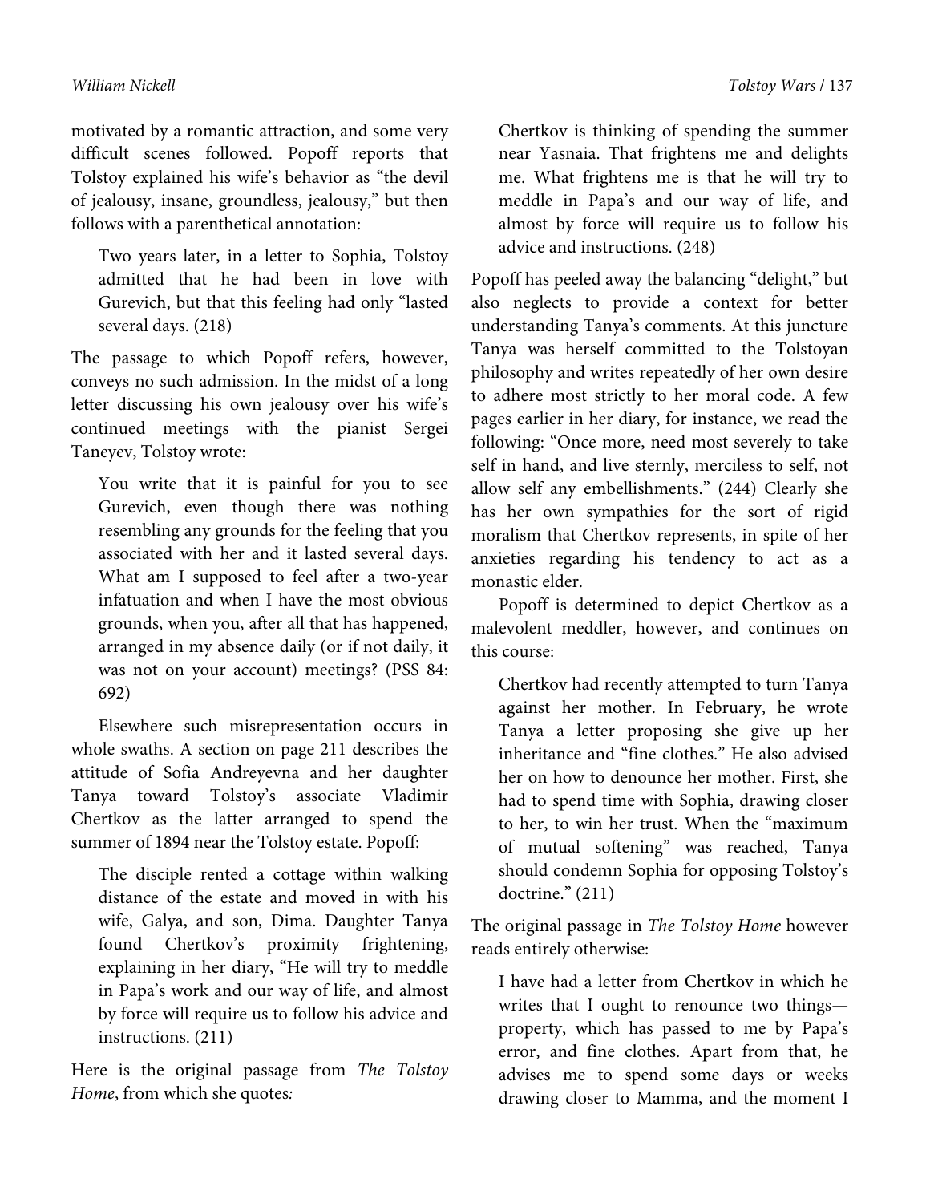motivated by a romantic attraction, and some very difficult scenes followed. Popoff reports that Tolstoy explained his wife's behavior as "the devil of jealousy, insane, groundless, jealousy," but then follows with a parenthetical annotation:

> Two years later, in a letter to Sophia, Tolstoy admitted that he had been in love with Gurevich, but that this feeling had only "lasted several days. (218)

The passage to which Popoff refers, however, conveys no such admission. In the midst of a long letter discussing his own jealousy over his wife's continued meetings with the pianist Sergei Taneyev, Tolstoy wrote:

> You write that it is painful for you to see Gurevich, even though there was nothing resembling any grounds for the feeling that you associated with her and it lasted several days. What am I supposed to feel after a two-year infatuation and when I have the most obvious grounds, when you, after all that has happened, arranged in my absence daily (or if not daily, it was not on your account) meetings? (PSS 84: 692)

Elsewhere such misrepresentation occurs in whole swaths. A section on page 211 describes the attitude of Sofia Andreyevna and her daughter Tanya toward Tolstoy's associate Vladimir Chertkov as the latter arranged to spend the summer of 1894 near the Tolstoy estate. Popoff:

> The disciple rented a cottage within walking distance of the estate and moved in with his wife, Galya, and son, Dima. Daughter Tanya found Chertkov's proximity frightening, explaining in her diary, "He will try to meddle in Papa's work and our way of life, and almost by force will require us to follow his advice and instructions. (211)

Here is the original passage from *The Tolstoy Home*, from which she quotes*:*

> Chertkov is thinking of spending the summer near Yasnaia. That frightens me and delights me. What frightens me is that he will try to meddle in Papa's and our way of life, and almost by force will require us to follow his advice and instructions. (248)

Popoff has peeled away the balancing "delight," but also neglects to provide a context for better understanding Tanya's comments. At this juncture Tanya was herself committed to the Tolstoyan philosophy and writes repeatedly of her own desire to adhere most strictly to her moral code. A few pages earlier in her diary, for instance, we read the following: "Once more, need most severely to take self in hand, and live sternly, merciless to self, not allow self any embellishments." (244) Clearly she has her own sympathies for the sort of rigid moralism that Chertkov represents, in spite of her anxieties regarding his tendency to act as a monastic elder.

Popoff is determined to depict Chertkov as a malevolent meddler, however, and continues on this course:

> Chertkov had recently attempted to turn Tanya against her mother. In February, he wrote Tanya a letter proposing she give up her inheritance and "fine clothes." He also advised her on how to denounce her mother. First, she had to spend time with Sophia, drawing closer to her, to win her trust. When the "maximum of mutual softening" was reached, Tanya should condemn Sophia for opposing Tolstoy's doctrine." (211)

The original passage in *The Tolstoy Home* however reads entirely otherwise:

> I have had a letter from Chertkov in which he writes that I ought to renounce two things—property, which has passed to me by Papa's error, and fine clothes. Apart from that, he advises me to spend some days or weeks drawing closer to Mamma, and the moment I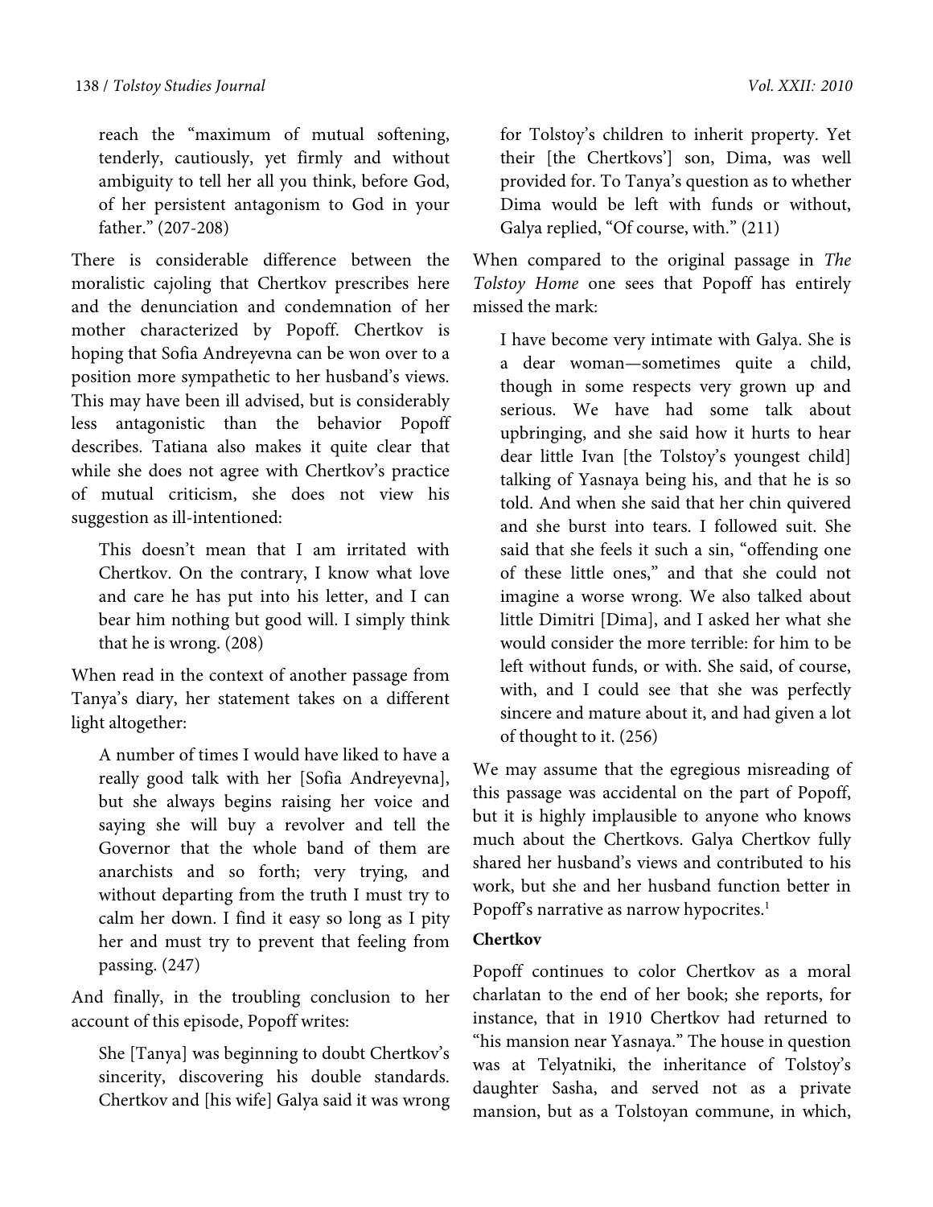> reach the "maximum of mutual softening, tenderly, cautiously, yet firmly and without ambiguity to tell her all you think, before God, of her persistent antagonism to God in your father." (207-208)

There is considerable difference between the moralistic cajoling that Chertkov prescribes here and the denunciation and condemnation of her mother characterized by Popoff. Chertkov is hoping that Sofia Andreyevna can be won over to a position more sympathetic to her husband's views. This may have been ill advised, but is considerably less antagonistic than the behavior Popoff describes. Tatiana also makes it quite clear that while she does not agree with Chertkov's practice of mutual criticism, she does not view his suggestion as ill-intentioned:

> This doesn't mean that I am irritated with Chertkov. On the contrary, I know what love and care he has put into his letter, and I can bear him nothing but good will. I simply think that he is wrong. (208)

When read in the context of another passage from Tanya's diary, her statement takes on a different light altogether:

> A number of times I would have liked to have a really good talk with her [Sofia Andreyevna], but she always begins raising her voice and saying she will buy a revolver and tell the Governor that the whole band of them are anarchists and so forth; very trying, and without departing from the truth I must try to calm her down. I find it easy so long as I pity her and must try to prevent that feeling from passing. (247)

And finally, in the troubling conclusion to her account of this episode, Popoff writes:

> She [Tanya] was beginning to doubt Chertkov's sincerity, discovering his double standards. Chertkov and [his wife] Galya said it was wrong for Tolstoy's children to inherit property. Yet their [the Chertkovs'] son, Dima, was well provided for. To Tanya's question as to whether Dima would be left with funds or without, Galya replied, "Of course, with." (211)

When compared to the original passage in *The Tolstoy Home* one sees that Popoff has entirely missed the mark:

> I have become very intimate with Galya. She is a dear woman—sometimes quite a child, though in some respects very grown up and serious. We have had some talk about upbringing, and she said how it hurts to hear dear little Ivan [the Tolstoy's youngest child] talking of Yasnaya being his, and that he is so told. And when she said that her chin quivered and she burst into tears. I followed suit. She said that she feels it such a sin, "offending one of these little ones," and that she could not imagine a worse wrong. We also talked about little Dimitri [Dima], and I asked her what she would consider the more terrible: for him to be left without funds, or with. She said, of course, with, and I could see that she was perfectly sincere and mature about it, and had given a lot of thought to it. (256)

We may assume that the egregious misreading of this passage was accidental on the part of Popoff, but it is highly implausible to anyone who knows much about the Chertkovs. Galya Chertkov fully shared her husband's views and contributed to his work, but she and her husband function better in Popoff's narrative as narrow hypocrites.[1]

**Chertkov**

Popoff continues to color Chertkov as a moral charlatan to the end of her book; she reports, for instance, that in 1910 Chertkov had returned to "his mansion near Yasnaya." The house in question was at Telyatniki, the inheritance of Tolstoy's daughter Sasha, and served not as a private mansion, but as a Tolstoyan commune, in which,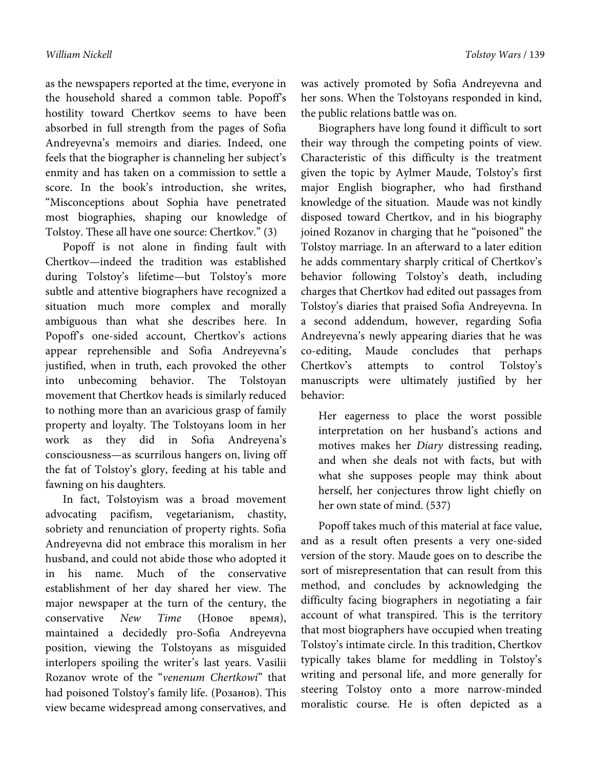as the newspapers reported at the time, everyone in the household shared a common table. Popoff's hostility toward Chertkov seems to have been absorbed in full strength from the pages of Sofia Andreyevna's memoirs and diaries. Indeed, one feels that the biographer is channeling her subject's enmity and has taken on a commission to settle a score. In the book's introduction, she writes, "Misconceptions about Sophia have penetrated most biographies, shaping our knowledge of Tolstoy. These all have one source: Chertkov." (3)

Popoff is not alone in finding fault with Chertkov—indeed the tradition was established during Tolstoy's lifetime—but Tolstoy's more subtle and attentive biographers have recognized a situation much more complex and morally ambiguous than what she describes here. In Popoff's one-sided account, Chertkov's actions appear reprehensible and Sofia Andreyevna's justified, when in truth, each provoked the other into unbecoming behavior. The Tolstoyan movement that Chertkov heads is similarly reduced to nothing more than an avaricious grasp of family property and loyalty. The Tolstoyans loom in her work as they did in Sofia Andreyena's consciousness—as scurrilous hangers on, living off the fat of Tolstoy's glory, feeding at his table and fawning on his daughters.

In fact, Tolstoyism was a broad movement advocating pacifism, vegetarianism, chastity, sobriety and renunciation of property rights. Sofia Andreyevna did not embrace this moralism in her husband, and could not abide those who adopted it in his name. Much of the conservative establishment of her day shared her view. The major newspaper at the turn of the century, the conservative *New Time* (Новое время), maintained a decidedly pro-Sofia Andreyevna position, viewing the Tolstoyans as misguided interlopers spoiling the writer's last years. Vasilii Rozanov wrote of the "*venenum Chertkowi*" that had poisoned Tolstoy's family life. (Розанов). This view became widespread among conservatives, and was actively promoted by Sofia Andreyevna and her sons. When the Tolstoyans responded in kind, the public relations battle was on.

Biographers have long found it difficult to sort their way through the competing points of view. Characteristic of this difficulty is the treatment given the topic by Aylmer Maude, Tolstoy's first major English biographer, who had firsthand knowledge of the situation. Maude was not kindly disposed toward Chertkov, and in his biography joined Rozanov in charging that he "poisoned" the Tolstoy marriage. In an afterward to a later edition he adds commentary sharply critical of Chertkov's behavior following Tolstoy's death, including charges that Chertkov had edited out passages from Tolstoy's diaries that praised Sofia Andreyevna. In a second addendum, however, regarding Sofia Andreyevna's newly appearing diaries that he was co-editing, Maude concludes that perhaps Chertkov's attempts to control Tolstoy's manuscripts were ultimately justified by her behavior:

> Her eagerness to place the worst possible interpretation on her husband's actions and motives makes her *Diary* distressing reading, and when she deals not with facts, but with what she supposes people may think about herself, her conjectures throw light chiefly on her own state of mind. (537)

Popoff takes much of this material at face value, and as a result often presents a very one-sided version of the story. Maude goes on to describe the sort of misrepresentation that can result from this method, and concludes by acknowledging the difficulty facing biographers in negotiating a fair account of what transpired. This is the territory that most biographers have occupied when treating Tolstoy's intimate circle. In this tradition, Chertkov typically takes blame for meddling in Tolstoy's writing and personal life, and more generally for steering Tolstoy onto a more narrow-minded moralistic course. He is often depicted as a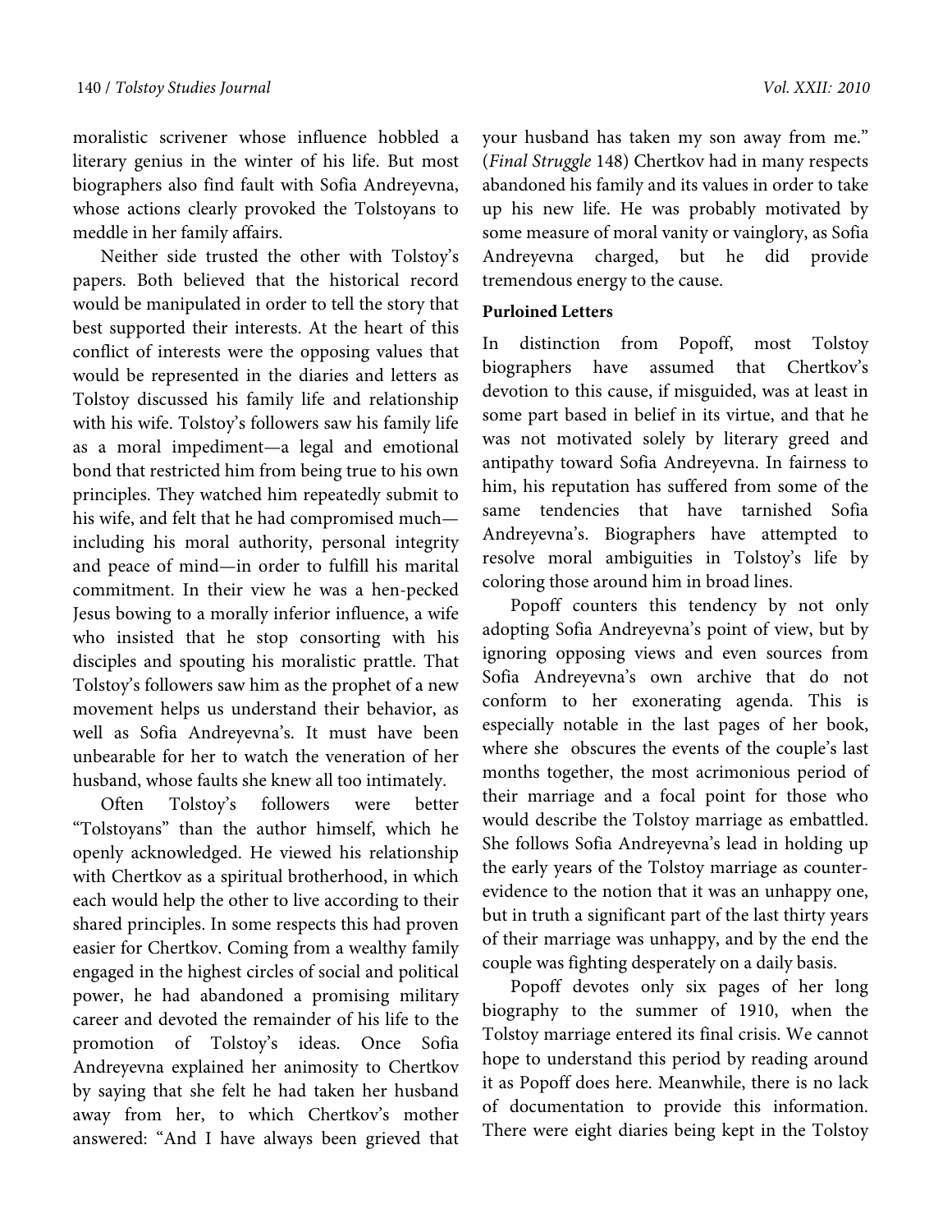moralistic scrivener whose influence hobbled a literary genius in the winter of his life. But most biographers also find fault with Sofia Andreyevna, whose actions clearly provoked the Tolstoyans to meddle in her family affairs.

Neither side trusted the other with Tolstoy's papers. Both believed that the historical record would be manipulated in order to tell the story that best supported their interests. At the heart of this conflict of interests were the opposing values that would be represented in the diaries and letters as Tolstoy discussed his family life and relationship with his wife. Tolstoy's followers saw his family life as a moral impediment—a legal and emotional bond that restricted him from being true to his own principles. They watched him repeatedly submit to his wife, and felt that he had compromised much—including his moral authority, personal integrity and peace of mind—in order to fulfill his marital commitment. In their view he was a hen-pecked Jesus bowing to a morally inferior influence, a wife who insisted that he stop consorting with his disciples and spouting his moralistic prattle. That Tolstoy's followers saw him as the prophet of a new movement helps us understand their behavior, as well as Sofia Andreyevna's. It must have been unbearable for her to watch the veneration of her husband, whose faults she knew all too intimately.

Often Tolstoy's followers were better "Tolstoyans" than the author himself, which he openly acknowledged. He viewed his relationship with Chertkov as a spiritual brotherhood, in which each would help the other to live according to their shared principles. In some respects this had proven easier for Chertkov. Coming from a wealthy family engaged in the highest circles of social and political power, he had abandoned a promising military career and devoted the remainder of his life to the promotion of Tolstoy's ideas. Once Sofia Andreyevna explained her animosity to Chertkov by saying that she felt he had taken her husband away from her, to which Chertkov's mother answered: "And I have always been grieved that your husband has taken my son away from me." (*Final Struggle* 148) Chertkov had in many respects abandoned his family and its values in order to take up his new life. He was probably motivated by some measure of moral vanity or vainglory, as Sofia Andreyevna charged, but he did provide tremendous energy to the cause.

**Purloined Letters**

In distinction from Popoff, most Tolstoy biographers have assumed that Chertkov's devotion to this cause, if misguided, was at least in some part based in belief in its virtue, and that he was not motivated solely by literary greed and antipathy toward Sofia Andreyevna. In fairness to him, his reputation has suffered from some of the same tendencies that have tarnished Sofia Andreyevna's. Biographers have attempted to resolve moral ambiguities in Tolstoy's life by coloring those around him in broad lines.

Popoff counters this tendency by not only adopting Sofia Andreyevna's point of view, but by ignoring opposing views and even sources from Sofia Andreyevna's own archive that do not conform to her exonerating agenda. This is especially notable in the last pages of her book, where she obscures the events of the couple's last months together, the most acrimonious period of their marriage and a focal point for those who would describe the Tolstoy marriage as embattled. She follows Sofia Andreyevna's lead in holding up the early years of the Tolstoy marriage as counter-evidence to the notion that it was an unhappy one, but in truth a significant part of the last thirty years of their marriage was unhappy, and by the end the couple was fighting desperately on a daily basis.

Popoff devotes only six pages of her long biography to the summer of 1910, when the Tolstoy marriage entered its final crisis. We cannot hope to understand this period by reading around it as Popoff does here. Meanwhile, there is no lack of documentation to provide this information. There were eight diaries being kept in the Tolstoy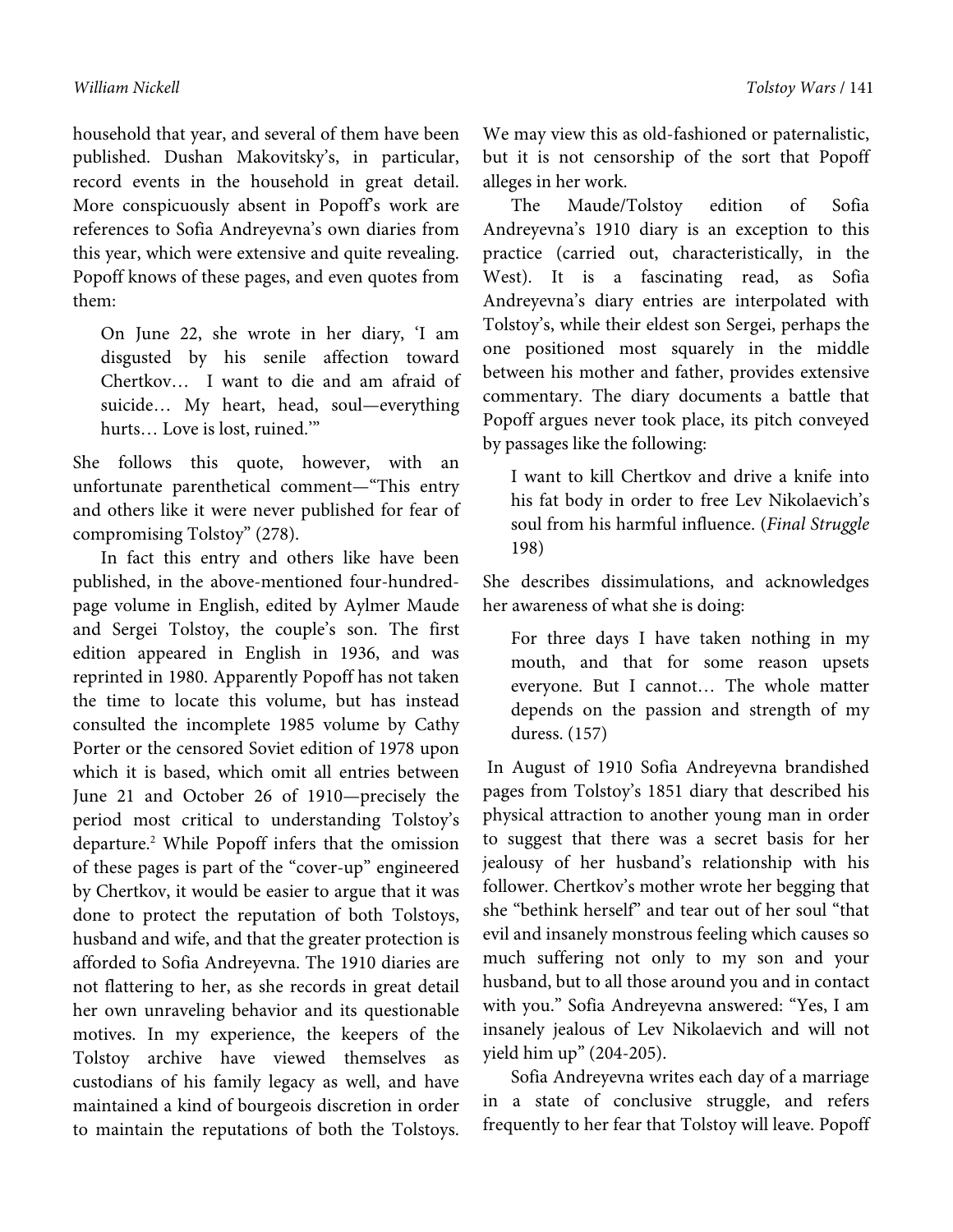household that year, and several of them have been published. Dushan Makovitsky's, in particular, record events in the household in great detail. More conspicuously absent in Popoff's work are references to Sofia Andreyevna's own diaries from this year, which were extensive and quite revealing. Popoff knows of these pages, and even quotes from them:

> On June 22, she wrote in her diary, 'I am disgusted by his senile affection toward Chertkov… I want to die and am afraid of suicide… My heart, head, soul—everything hurts… Love is lost, ruined.'"

She follows this quote, however, with an unfortunate parenthetical comment—"This entry and others like it were never published for fear of compromising Tolstoy" (278).

In fact this entry and others like have been published, in the above-mentioned four-hundred-page volume in English, edited by Aylmer Maude and Sergei Tolstoy, the couple's son. The first edition appeared in English in 1936, and was reprinted in 1980. Apparently Popoff has not taken the time to locate this volume, but has instead consulted the incomplete 1985 volume by Cathy Porter or the censored Soviet edition of 1978 upon which it is based, which omit all entries between June 21 and October 26 of 1910—precisely the period most critical to understanding Tolstoy's departure.[2] While Popoff infers that the omission of these pages is part of the "cover-up" engineered by Chertkov, it would be easier to argue that it was done to protect the reputation of both Tolstoys, husband and wife, and that the greater protection is afforded to Sofia Andreyevna. The 1910 diaries are not flattering to her, as she records in great detail her own unraveling behavior and its questionable motives. In my experience, the keepers of the Tolstoy archive have viewed themselves as custodians of his family legacy as well, and have maintained a kind of bourgeois discretion in order to maintain the reputations of both the Tolstoys. We may view this as old-fashioned or paternalistic, but it is not censorship of the sort that Popoff alleges in her work.

The Maude/Tolstoy edition of Sofia Andreyevna's 1910 diary is an exception to this practice (carried out, characteristically, in the West). It is a fascinating read, as Sofia Andreyevna's diary entries are interpolated with Tolstoy's, while their eldest son Sergei, perhaps the one positioned most squarely in the middle between his mother and father, provides extensive commentary. The diary documents a battle that Popoff argues never took place, its pitch conveyed by passages like the following:

> I want to kill Chertkov and drive a knife into his fat body in order to free Lev Nikolaevich's soul from his harmful influence. (*Final Struggle* 198)

She describes dissimulations, and acknowledges her awareness of what she is doing:

> For three days I have taken nothing in my mouth, and that for some reason upsets everyone. But I cannot… The whole matter depends on the passion and strength of my duress. (157)

In August of 1910 Sofia Andreyevna brandished pages from Tolstoy's 1851 diary that described his physical attraction to another young man in order to suggest that there was a secret basis for her jealousy of her husband's relationship with his follower. Chertkov's mother wrote her begging that she "bethink herself" and tear out of her soul "that evil and insanely monstrous feeling which causes so much suffering not only to my son and your husband, but to all those around you and in contact with you." Sofia Andreyevna answered: "Yes, I am insanely jealous of Lev Nikolaevich and will not yield him up" (204-205).

Sofia Andreyevna writes each day of a marriage in a state of conclusive struggle, and refers frequently to her fear that Tolstoy will leave. Popoff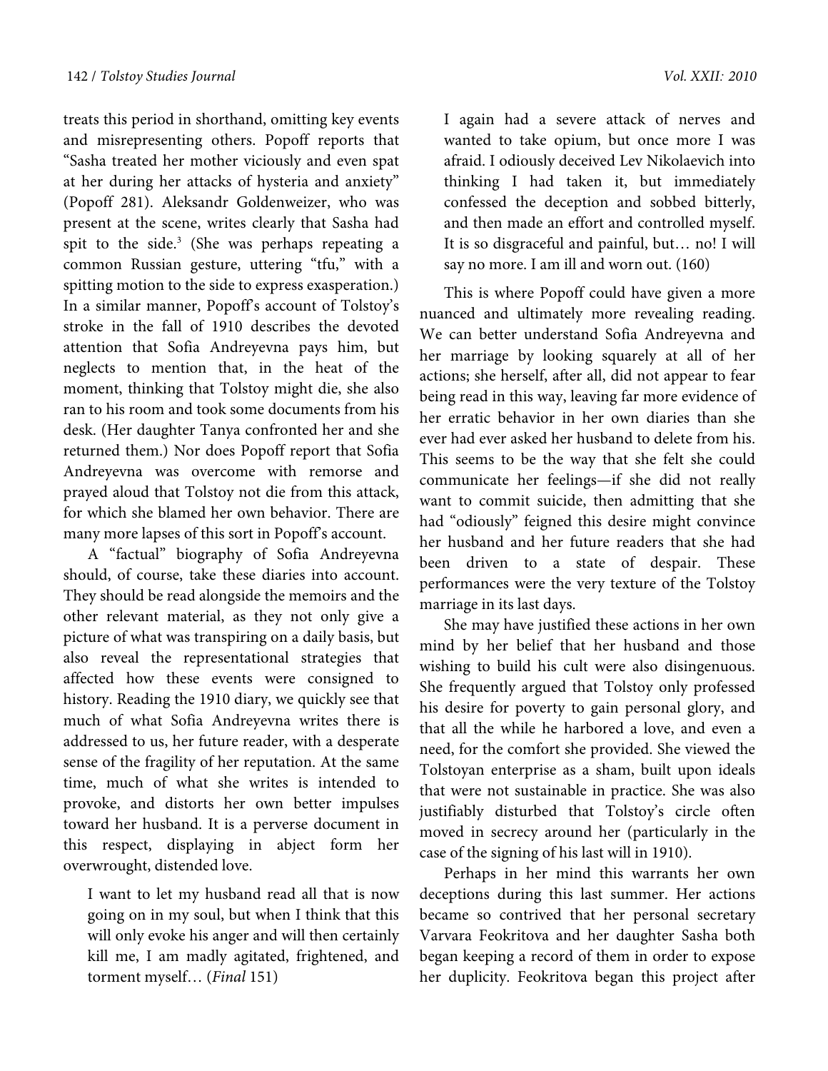treats this period in shorthand, omitting key events and misrepresenting others. Popoff reports that "Sasha treated her mother viciously and even spat at her during her attacks of hysteria and anxiety" (Popoff 281). Aleksandr Goldenweizer, who was present at the scene, writes clearly that Sasha had spit to the side.[3] (She was perhaps repeating a common Russian gesture, uttering "tfu," with a spitting motion to the side to express exasperation.) In a similar manner, Popoff's account of Tolstoy's stroke in the fall of 1910 describes the devoted attention that Sofia Andreyevna pays him, but neglects to mention that, in the heat of the moment, thinking that Tolstoy might die, she also ran to his room and took some documents from his desk. (Her daughter Tanya confronted her and she returned them.) Nor does Popoff report that Sofia Andreyevna was overcome with remorse and prayed aloud that Tolstoy not die from this attack, for which she blamed her own behavior. There are many more lapses of this sort in Popoff's account.

A "factual" biography of Sofia Andreyevna should, of course, take these diaries into account. They should be read alongside the memoirs and the other relevant material, as they not only give a picture of what was transpiring on a daily basis, but also reveal the representational strategies that affected how these events were consigned to history. Reading the 1910 diary, we quickly see that much of what Sofia Andreyevna writes there is addressed to us, her future reader, with a desperate sense of the fragility of her reputation. At the same time, much of what she writes is intended to provoke, and distorts her own better impulses toward her husband. It is a perverse document in this respect, displaying in abject form her overwrought, distended love.

> I want to let my husband read all that is now going on in my soul, but when I think that this will only evoke his anger and will then certainly kill me, I am madly agitated, frightened, and torment myself… (*Final* 151)

> I again had a severe attack of nerves and wanted to take opium, but once more I was afraid. I odiously deceived Lev Nikolaevich into thinking I had taken it, but immediately confessed the deception and sobbed bitterly, and then made an effort and controlled myself. It is so disgraceful and painful, but… no! I will say no more. I am ill and worn out. (160)

This is where Popoff could have given a more nuanced and ultimately more revealing reading. We can better understand Sofia Andreyevna and her marriage by looking squarely at all of her actions; she herself, after all, did not appear to fear being read in this way, leaving far more evidence of her erratic behavior in her own diaries than she ever had ever asked her husband to delete from his. This seems to be the way that she felt she could communicate her feelings—if she did not really want to commit suicide, then admitting that she had "odiously" feigned this desire might convince her husband and her future readers that she had been driven to a state of despair. These performances were the very texture of the Tolstoy marriage in its last days.

She may have justified these actions in her own mind by her belief that her husband and those wishing to build his cult were also disingenuous. She frequently argued that Tolstoy only professed his desire for poverty to gain personal glory, and that all the while he harbored a love, and even a need, for the comfort she provided. She viewed the Tolstoyan enterprise as a sham, built upon ideals that were not sustainable in practice. She was also justifiably disturbed that Tolstoy's circle often moved in secrecy around her (particularly in the case of the signing of his last will in 1910).

Perhaps in her mind this warrants her own deceptions during this last summer. Her actions became so contrived that her personal secretary Varvara Feokritova and her daughter Sasha both began keeping a record of them in order to expose her duplicity. Feokritova began this project after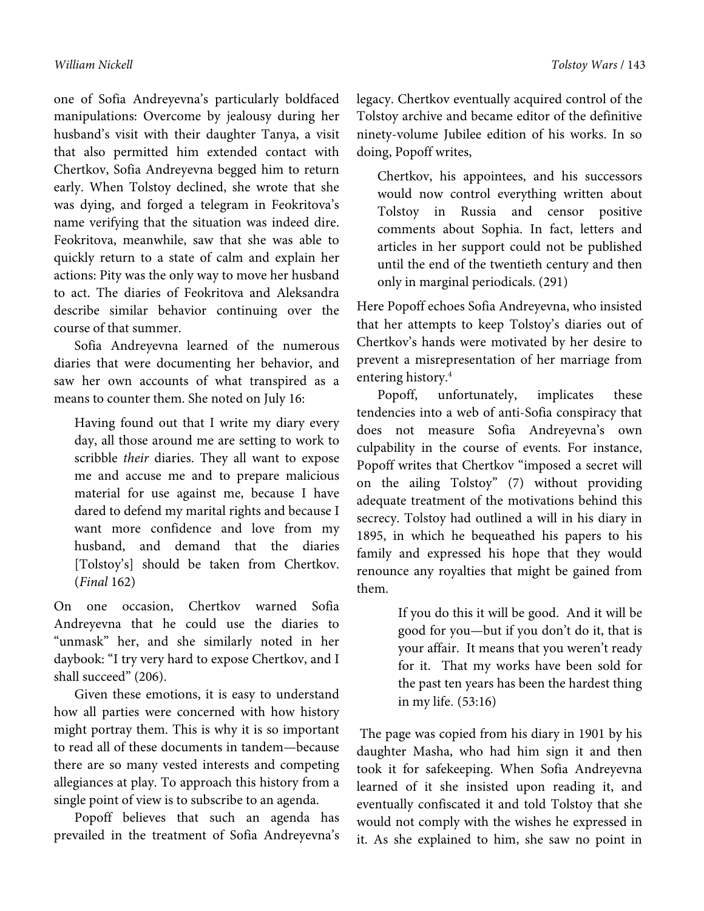one of Sofia Andreyevna's particularly boldfaced manipulations: Overcome by jealousy during her husband's visit with their daughter Tanya, a visit that also permitted him extended contact with Chertkov, Sofia Andreyevna begged him to return early. When Tolstoy declined, she wrote that she was dying, and forged a telegram in Feokritova's name verifying that the situation was indeed dire. Feokritova, meanwhile, saw that she was able to quickly return to a state of calm and explain her actions: Pity was the only way to move her husband to act. The diaries of Feokritova and Aleksandra describe similar behavior continuing over the course of that summer.

Sofia Andreyevna learned of the numerous diaries that were documenting her behavior, and saw her own accounts of what transpired as a means to counter them. She noted on July 16:

> Having found out that I write my diary every day, all those around me are setting to work to scribble *their* diaries. They all want to expose me and accuse me and to prepare malicious material for use against me, because I have dared to defend my marital rights and because I want more confidence and love from my husband, and demand that the diaries [Tolstoy's] should be taken from Chertkov. (*Final* 162)

On one occasion, Chertkov warned Sofia Andreyevna that he could use the diaries to "unmask" her, and she similarly noted in her daybook: "I try very hard to expose Chertkov, and I shall succeed" (206).

Given these emotions, it is easy to understand how all parties were concerned with how history might portray them. This is why it is so important to read all of these documents in tandem—because there are so many vested interests and competing allegiances at play. To approach this history from a single point of view is to subscribe to an agenda.

Popoff believes that such an agenda has prevailed in the treatment of Sofia Andreyevna's legacy. Chertkov eventually acquired control of the Tolstoy archive and became editor of the definitive ninety-volume Jubilee edition of his works. In so doing, Popoff writes,

> Chertkov, his appointees, and his successors would now control everything written about Tolstoy in Russia and censor positive comments about Sophia. In fact, letters and articles in her support could not be published until the end of the twentieth century and then only in marginal periodicals. (291)

Here Popoff echoes Sofia Andreyevna, who insisted that her attempts to keep Tolstoy's diaries out of Chertkov's hands were motivated by her desire to prevent a misrepresentation of her marriage from entering history.[4]

Popoff, unfortunately, implicates these tendencies into a web of anti-Sofia conspiracy that does not measure Sofia Andreyevna's own culpability in the course of events. For instance, Popoff writes that Chertkov "imposed a secret will on the ailing Tolstoy" (7) without providing adequate treatment of the motivations behind this secrecy. Tolstoy had outlined a will in his diary in 1895, in which he bequeathed his papers to his family and expressed his hope that they would renounce any royalties that might be gained from them.

> If you do this it will be good. And it will be good for you—but if you don't do it, that is your affair. It means that you weren't ready for it. That my works have been sold for the past ten years has been the hardest thing in my life. (53:16)

The page was copied from his diary in 1901 by his daughter Masha, who had him sign it and then took it for safekeeping. When Sofia Andreyevna learned of it she insisted upon reading it, and eventually confiscated it and told Tolstoy that she would not comply with the wishes he expressed in it. As she explained to him, she saw no point in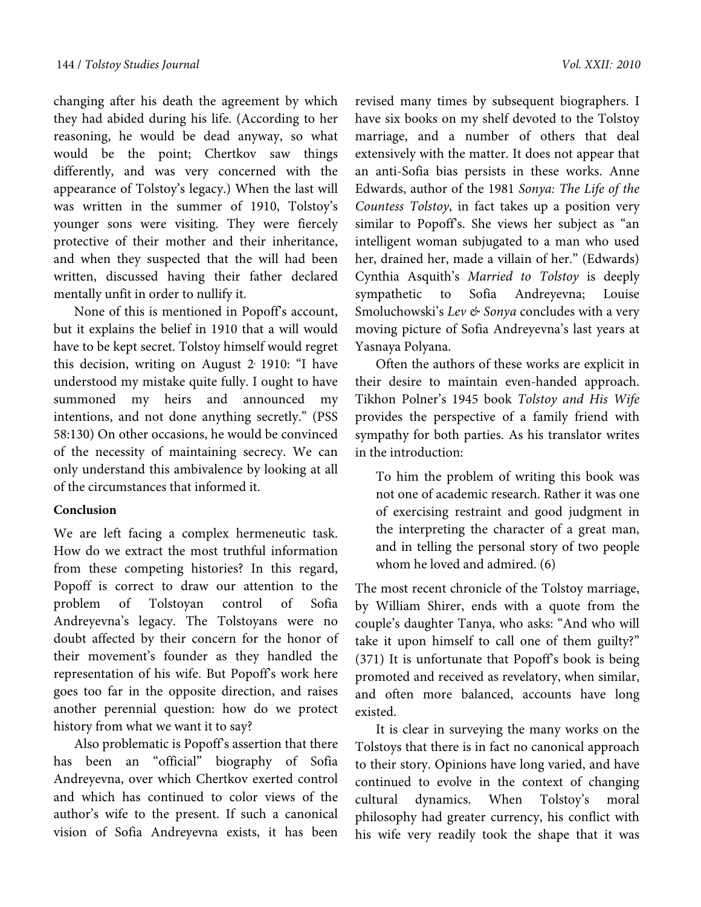changing after his death the agreement by which they had abided during his life. (According to her reasoning, he would be dead anyway, so what would be the point; Chertkov saw things differently, and was very concerned with the appearance of Tolstoy's legacy.) When the last will was written in the summer of 1910, Tolstoy's younger sons were visiting. They were fiercely protective of their mother and their inheritance, and when they suspected that the will had been written, discussed having their father declared mentally unfit in order to nullify it.

None of this is mentioned in Popoff's account, but it explains the belief in 1910 that a will would have to be kept secret. Tolstoy himself would regret this decision, writing on August 2, 1910: "I have understood my mistake quite fully. I ought to have summoned my heirs and announced my intentions, and not done anything secretly." (PSS 58:130) On other occasions, he would be convinced of the necessity of maintaining secrecy. We can only understand this ambivalence by looking at all of the circumstances that informed it.

**Conclusion**

We are left facing a complex hermeneutic task. How do we extract the most truthful information from these competing histories? In this regard, Popoff is correct to draw our attention to the problem of Tolstoyan control of Sofia Andreyevna's legacy. The Tolstoyans were no doubt affected by their concern for the honor of their movement's founder as they handled the representation of his wife. But Popoff's work here goes too far in the opposite direction, and raises another perennial question: how do we protect history from what we want it to say?

Also problematic is Popoff's assertion that there has been an "official" biography of Sofia Andreyevna, over which Chertkov exerted control and which has continued to color views of the author's wife to the present. If such a canonical vision of Sofia Andreyevna exists, it has been revised many times by subsequent biographers. I have six books on my shelf devoted to the Tolstoy marriage, and a number of others that deal extensively with the matter. It does not appear that an anti-Sofia bias persists in these works. Anne Edwards, author of the 1981 *Sonya: The Life of the Countess Tolstoy*, in fact takes up a position very similar to Popoff's. She views her subject as "an intelligent woman subjugated to a man who used her, drained her, made a villain of her." (Edwards) Cynthia Asquith's *Married to Tolstoy* is deeply sympathetic to Sofia Andreyevna; Louise Smoluchowski's *Lev & Sonya* concludes with a very moving picture of Sofia Andreyevna's last years at Yasnaya Polyana.

Often the authors of these works are explicit in their desire to maintain even-handed approach. Tikhon Polner's 1945 book *Tolstoy and His Wife* provides the perspective of a family friend with sympathy for both parties. As his translator writes in the introduction:

> To him the problem of writing this book was not one of academic research. Rather it was one of exercising restraint and good judgment in the interpreting the character of a great man, and in telling the personal story of two people whom he loved and admired. (6)

The most recent chronicle of the Tolstoy marriage, by William Shirer, ends with a quote from the couple's daughter Tanya, who asks: "And who will take it upon himself to call one of them guilty?" (371) It is unfortunate that Popoff's book is being promoted and received as revelatory, when similar, and often more balanced, accounts have long existed.

It is clear in surveying the many works on the Tolstoys that there is in fact no canonical approach to their story. Opinions have long varied, and have continued to evolve in the context of changing cultural dynamics. When Tolstoy's moral philosophy had greater currency, his conflict with his wife very readily took the shape that it was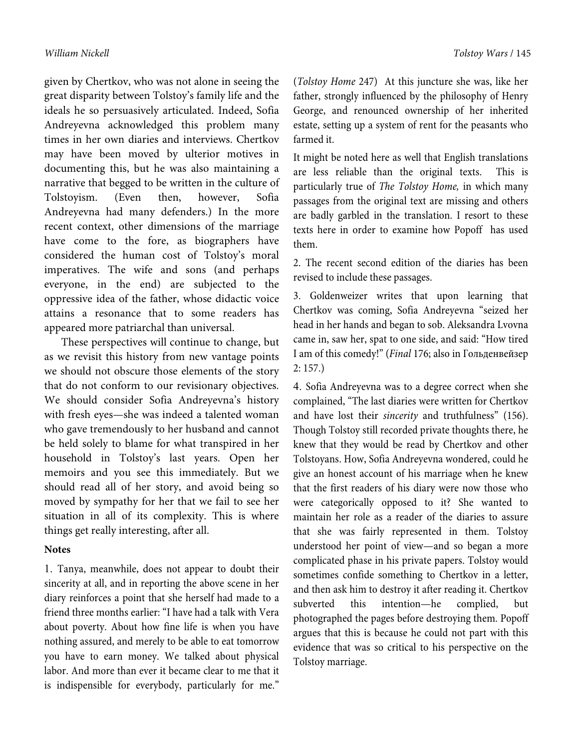given by Chertkov, who was not alone in seeing the great disparity between Tolstoy's family life and the ideals he so persuasively articulated. Indeed, Sofia Andreyevna acknowledged this problem many times in her own diaries and interviews. Chertkov may have been moved by ulterior motives in documenting this, but he was also maintaining a narrative that begged to be written in the culture of Tolstoyism. (Even then, however, Sofia Andreyevna had many defenders.) In the more recent context, other dimensions of the marriage have come to the fore, as biographers have considered the human cost of Tolstoy's moral imperatives. The wife and sons (and perhaps everyone, in the end) are subjected to the oppressive idea of the father, whose didactic voice attains a resonance that to some readers has appeared more patriarchal than universal.

These perspectives will continue to change, but as we revisit this history from new vantage points we should not obscure those elements of the story that do not conform to our revisionary objectives. We should consider Sofia Andreyevna's history with fresh eyes—she was indeed a talented woman who gave tremendously to her husband and cannot be held solely to blame for what transpired in her household in Tolstoy's last years. Open her memoirs and you see this immediately. But we should read all of her story, and avoid being so moved by sympathy for her that we fail to see her situation in all of its complexity. This is where things get really interesting, after all.

**Notes**

1. Tanya, meanwhile, does not appear to doubt their sincerity at all, and in reporting the above scene in her diary reinforces a point that she herself had made to a friend three months earlier: "I have had a talk with Vera about poverty. About how fine life is when you have nothing assured, and merely to be able to eat tomorrow you have to earn money. We talked about physical labor. And more than ever it became clear to me that it is indispensible for everybody, particularly for me." (*Tolstoy Home* 247) At this juncture she was, like her father, strongly influenced by the philosophy of Henry George, and renounced ownership of her inherited estate, setting up a system of rent for the peasants who farmed it.

It might be noted here as well that English translations are less reliable than the original texts. This is particularly true of *The Tolstoy Home,* in which many passages from the original text are missing and others are badly garbled in the translation. I resort to these texts here in order to examine how Popoff has used them.

2. The recent second edition of the diaries has been revised to include these passages.

3. Goldenweizer writes that upon learning that Chertkov was coming, Sofia Andreyevna "seized her head in her hands and began to sob. Aleksandra Lvovna came in, saw her, spat to one side, and said: "How tired I am of this comedy!" (*Final* 176; also in Гольденвейзер 2: 157.)

4. Sofia Andreyevna was to a degree correct when she complained, "The last diaries were written for Chertkov and have lost their *sincerity* and truthfulness" (156). Though Tolstoy still recorded private thoughts there, he knew that they would be read by Chertkov and other Tolstoyans. How, Sofia Andreyevna wondered, could he give an honest account of his marriage when he knew that the first readers of his diary were now those who were categorically opposed to it? She wanted to maintain her role as a reader of the diaries to assure that she was fairly represented in them. Tolstoy understood her point of view—and so began a more complicated phase in his private papers. Tolstoy would sometimes confide something to Chertkov in a letter, and then ask him to destroy it after reading it. Chertkov subverted this intention—he complied, but photographed the pages before destroying them. Popoff argues that this is because he could not part with this evidence that was so critical to his perspective on the Tolstoy marriage.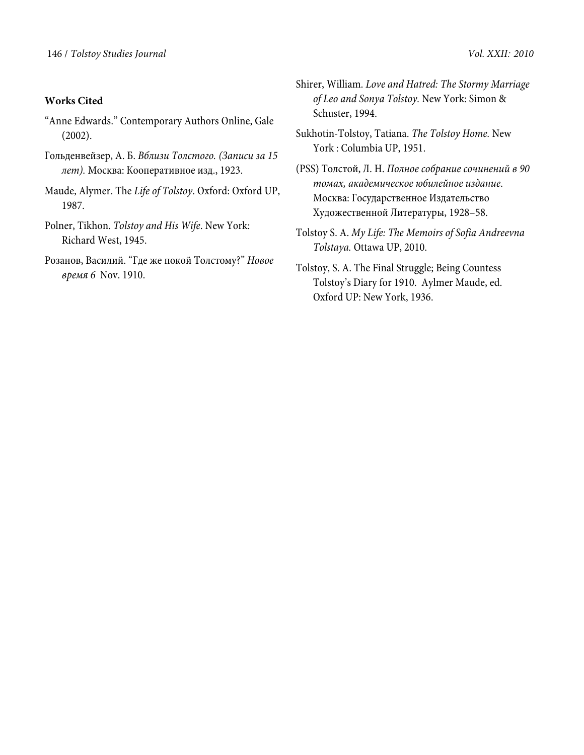**Works Cited**

"Anne Edwards." Contemporary Authors Online, Gale (2002).

Гольденвейзер, А. Б. *Вблизи Толстого. (Записи за 15 лет).* Москва: Кооперативное изд., 1923.

Maude, Alymer. The *Life of Tolstoy*. Oxford: Oxford UP, 1987.

Polner, Tikhon. *Tolstoy and His Wife*. New York: Richard West, 1945.

Розанов, Василий. "Где же покой Толстому?" *Новое время 6* Nov. 1910.

Shirer, William. *Love and Hatred: The Stormy Marriage of Leo and Sonya Tolstoy.* New York: Simon & Schuster, 1994.

Sukhotin-Tolstoy, Tatiana. *The Tolstoy Home.* New York : Columbia UP, 1951.

(PSS) Толстой, Л. Н. *Полное собрание сочинений в 90 томах, академическое юбилейное издание*. Москва: Государственное Издательство Художественной Литературы, 1928–58.

Tolstoy S. A. *My Life: The Memoirs of Sofia Andreevna Tolstaya.* Ottawa UP, 2010.

Tolstoy, S. A. The Final Struggle; Being Countess Tolstoy's Diary for 1910. Aylmer Maude, ed. Oxford UP: New York, 1936.